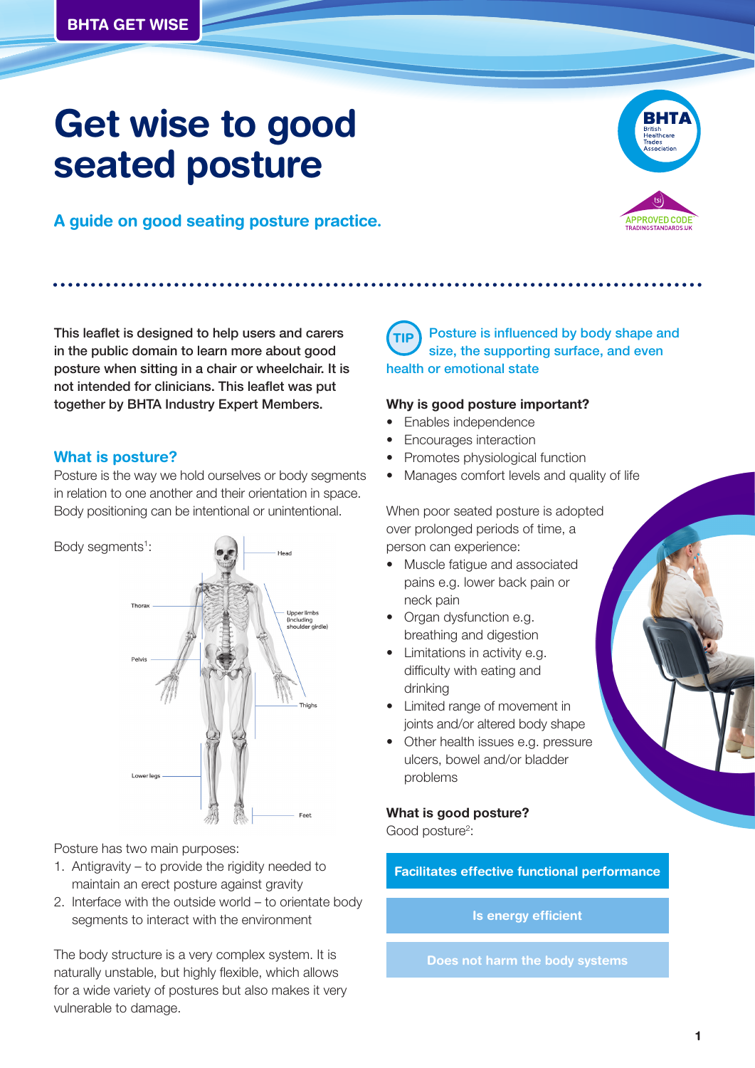BHTA GET WISE

# Get wise to good seated posture

**A guide on good seating posture practice.**

This leaflet is designed to help users and carers in the public domain to learn more about good posture when sitting in a chair or wheelchair. It is not intended for clinicians. This leaflet was put together by BHTA Industry Expert Members.

## What is posture?

Posture is the way we hold ourselves or body segments in relation to one another and their orientation in space. Body positioning can be intentional or unintentional.

Body segments[1]:

- Head
- Thorax
- Upper limbs (including shoulder girdle)
- Pelvis
- Thighs
- Lower legs
- Feet

Posture has two main purposes:

1. Antigravity – to provide the rigidity needed to maintain an erect posture against gravity
2. Interface with the outside world – to orientate body segments to interact with the environment

The body structure is a very complex system. It is naturally unstable, but highly flexible, which allows for a wide variety of postures but also makes it very vulnerable to damage.

**TIP** Posture is influenced by body shape and size, the supporting surface, and even health or emotional state

### Why is good posture important?

- Enables independence
- Encourages interaction
- Promotes physiological function
- Manages comfort levels and quality of life

When poor seated posture is adopted over prolonged periods of time, a person can experience:

- Muscle fatigue and associated pains e.g. lower back pain or neck pain
- Organ dysfunction e.g. breathing and digestion
- Limitations in activity e.g. difficulty with eating and drinking
- Limited range of movement in joints and/or altered body shape
- Other health issues e.g. pressure ulcers, bowel and/or bladder problems

### What is good posture?

Good posture[2]:

- **Facilitates effective functional performance**
- **Is energy efficient**
- **Does not harm the body systems**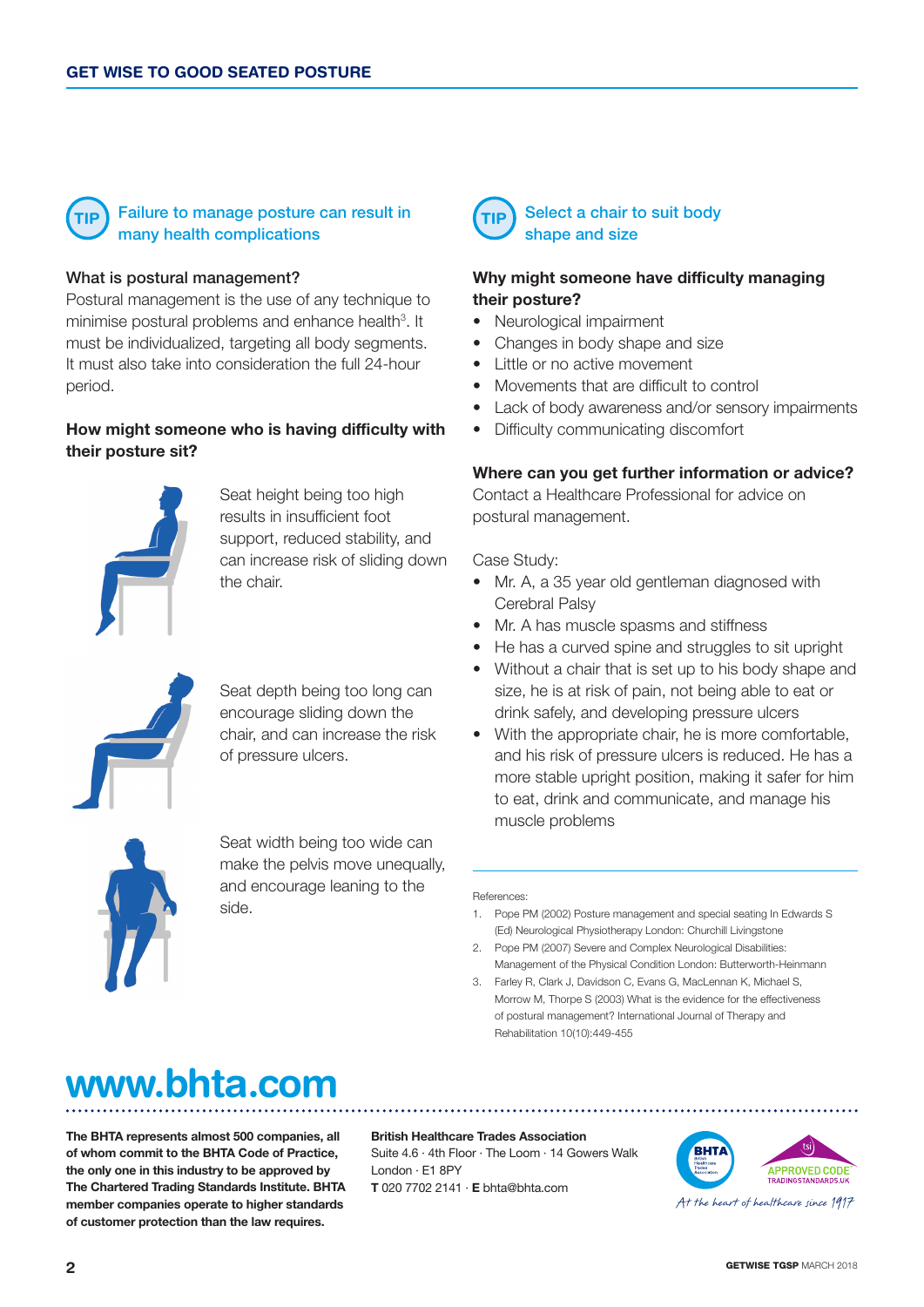## TIP Failure to manage posture can result in many health complications

### What is postural management?

Postural management is the use of any technique to minimise postural problems and enhance health[3]. It must be individualized, targeting all body segments. It must also take into consideration the full 24-hour period.

### How might someone who is having difficulty with their posture sit?

Seat height being too high results in insufficient foot support, reduced stability, and can increase risk of sliding down the chair.

Seat depth being too long can encourage sliding down the chair, and can increase the risk of pressure ulcers.

Seat width being too wide can make the pelvis move unequally, and encourage leaning to the side.

## TIP Select a chair to suit body shape and size

### Why might someone have difficulty managing their posture?

- Neurological impairment
- Changes in body shape and size
- Little or no active movement
- Movements that are difficult to control
- Lack of body awareness and/or sensory impairments
- Difficulty communicating discomfort

### Where can you get further information or advice?

Contact a Healthcare Professional for advice on postural management.

Case Study:

- Mr. A, a 35 year old gentleman diagnosed with Cerebral Palsy
- Mr. A has muscle spasms and stiffness
- He has a curved spine and struggles to sit upright
- Without a chair that is set up to his body shape and size, he is at risk of pain, not being able to eat or drink safely, and developing pressure ulcers
- With the appropriate chair, he is more comfortable, and his risk of pressure ulcers is reduced. He has a more stable upright position, making it safer for him to eat, drink and communicate, and manage his muscle problems

References:

1. Pope PM (2002) Posture management and special seating In Edwards S (Ed) Neurological Physiotherapy London: Churchill Livingstone
2. Pope PM (2007) Severe and Complex Neurological Disabilities: Management of the Physical Condition London: Butterworth-Heinmann
3. Farley R, Clark J, Davidson C, Evans G, MacLennan K, Michael S, Morrow M, Thorpe S (2003) What is the evidence for the effectiveness of postural management? International Journal of Therapy and Rehabilitation 10(10):449-455

# www.bhta.com

**The BHTA represents almost 500 companies, all of whom commit to the BHTA Code of Practice, the only one in this industry to be approved by The Chartered Trading Standards Institute. BHTA member companies operate to higher standards of customer protection than the law requires.**

**British Healthcare Trades Association**
Suite 4.6 · 4th Floor · The Loom · 14 Gowers Walk
London · E1 8PY
**T** 020 7702 2141 · **E** bhta@bhta.com

BHTA British Healthcare Trades Association

APPROVED CODE TRADINGSTANDARDS.UK

*At the heart of healthcare since 1917*